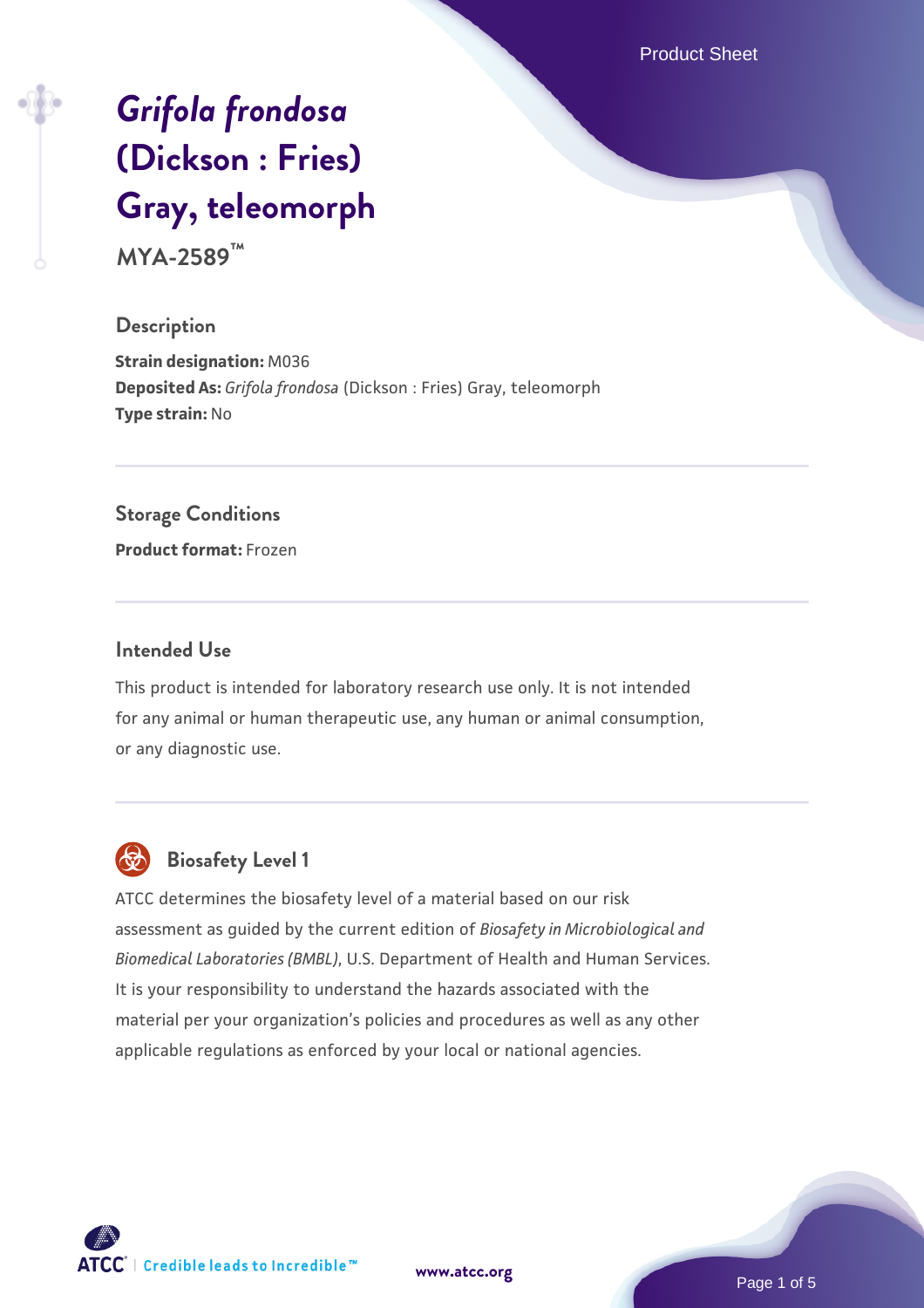# *Grifola frondosa* (Dickson : Fries) Gray, teleomorph

**MYA-2589™**

## Description

**Strain designation:** M036
**Deposited As:** *Grifola frondosa* (Dickson : Fries) Gray, teleomorph
**Type strain:** No

## Storage Conditions

**Product format:** Frozen

## Intended Use

This product is intended for laboratory research use only. It is not intended for any animal or human therapeutic use, any human or animal consumption, or any diagnostic use.

## Biosafety Level 1

ATCC determines the biosafety level of a material based on our risk assessment as guided by the current edition of *Biosafety in Microbiological and Biomedical Laboratories (BMBL)*, U.S. Department of Health and Human Services. It is your responsibility to understand the hazards associated with the material per your organization's policies and procedures as well as any other applicable regulations as enforced by your local or national agencies.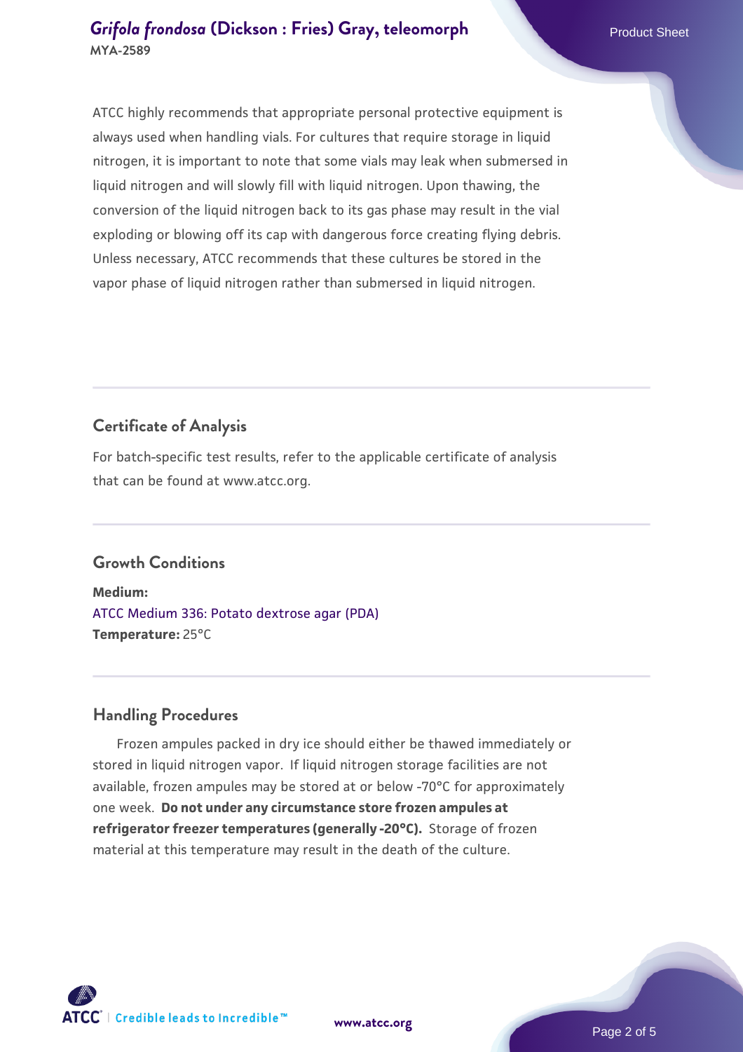ATCC highly recommends that appropriate personal protective equipment is always used when handling vials. For cultures that require storage in liquid nitrogen, it is important to note that some vials may leak when submersed in liquid nitrogen and will slowly fill with liquid nitrogen. Upon thawing, the conversion of the liquid nitrogen back to its gas phase may result in the vial exploding or blowing off its cap with dangerous force creating flying debris. Unless necessary, ATCC recommends that these cultures be stored in the vapor phase of liquid nitrogen rather than submersed in liquid nitrogen.

## Certificate of Analysis

For batch-specific test results, refer to the applicable certificate of analysis that can be found at www.atcc.org.

## Growth Conditions

**Medium:**
ATCC Medium 336: Potato dextrose agar (PDA)
**Temperature:** 25°C

## Handling Procedures

Frozen ampules packed in dry ice should either be thawed immediately or stored in liquid nitrogen vapor. If liquid nitrogen storage facilities are not available, frozen ampules may be stored at or below -70°C for approximately one week. **Do not under any circumstance store frozen ampules at refrigerator freezer temperatures (generally -20°C).** Storage of frozen material at this temperature may result in the death of the culture.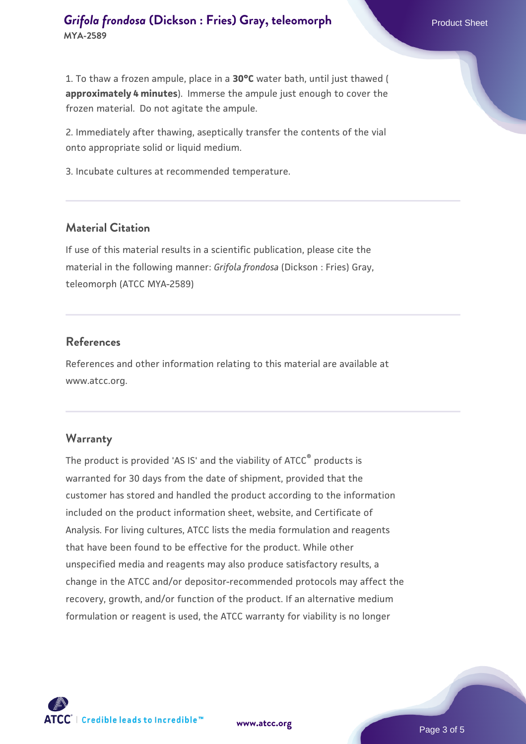1. To thaw a frozen ampule, place in a **30°C** water bath, until just thawed ( **approximately 4 minutes**). Immerse the ampule just enough to cover the frozen material. Do not agitate the ampule.

2. Immediately after thawing, aseptically transfer the contents of the vial onto appropriate solid or liquid medium.

3. Incubate cultures at recommended temperature.

## Material Citation

If use of this material results in a scientific publication, please cite the material in the following manner: *Grifola frondosa* (Dickson : Fries) Gray, teleomorph (ATCC MYA-2589)

## References

References and other information relating to this material are available at www.atcc.org.

## Warranty

The product is provided 'AS IS' and the viability of ATCC® products is warranted for 30 days from the date of shipment, provided that the customer has stored and handled the product according to the information included on the product information sheet, website, and Certificate of Analysis. For living cultures, ATCC lists the media formulation and reagents that have been found to be effective for the product. While other unspecified media and reagents may also produce satisfactory results, a change in the ATCC and/or depositor-recommended protocols may affect the recovery, growth, and/or function of the product. If an alternative medium formulation or reagent is used, the ATCC warranty for viability is no longer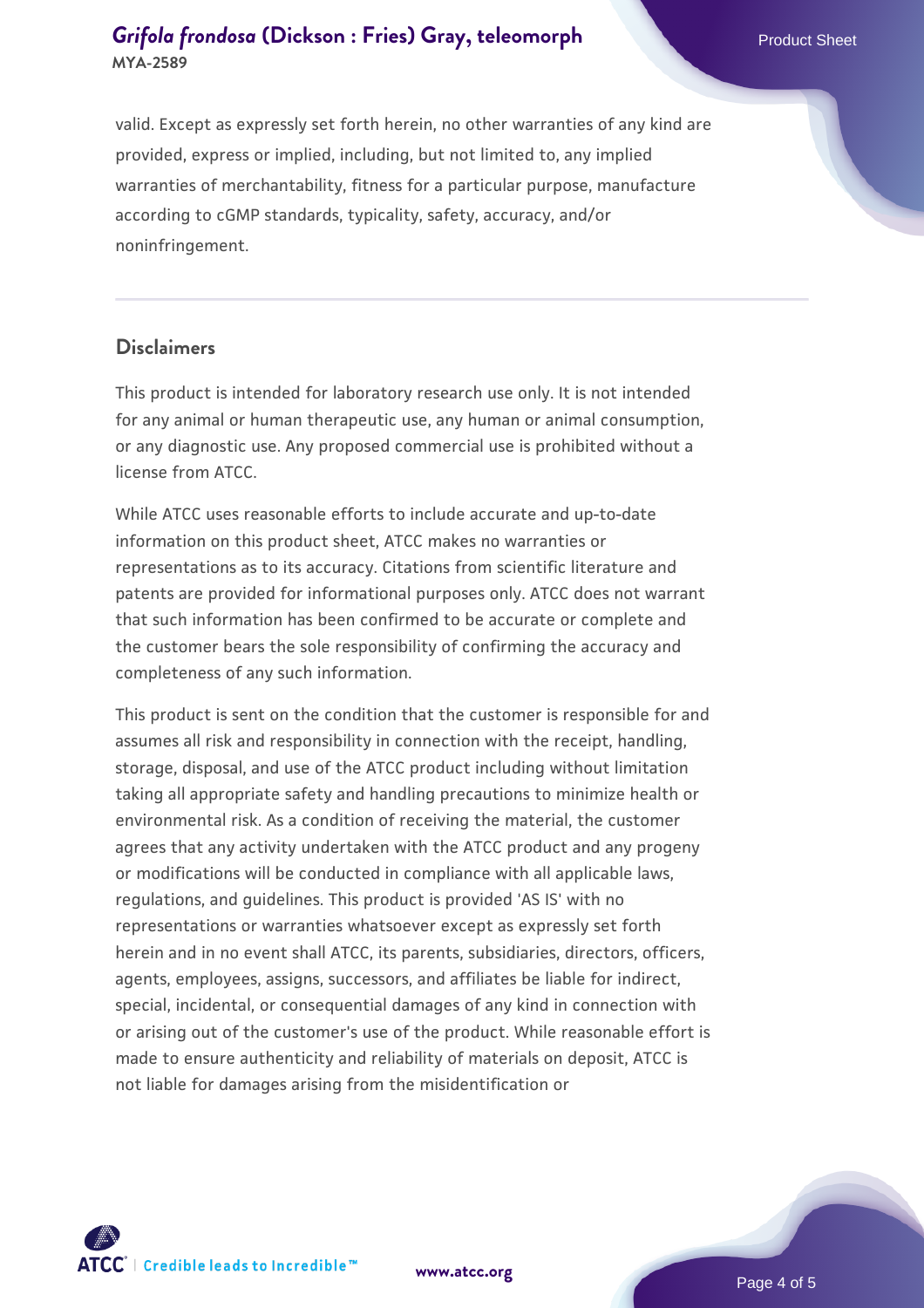valid. Except as expressly set forth herein, no other warranties of any kind are provided, express or implied, including, but not limited to, any implied warranties of merchantability, fitness for a particular purpose, manufacture according to cGMP standards, typicality, safety, accuracy, and/or noninfringement.

## Disclaimers

This product is intended for laboratory research use only. It is not intended for any animal or human therapeutic use, any human or animal consumption, or any diagnostic use. Any proposed commercial use is prohibited without a license from ATCC.

While ATCC uses reasonable efforts to include accurate and up-to-date information on this product sheet, ATCC makes no warranties or representations as to its accuracy. Citations from scientific literature and patents are provided for informational purposes only. ATCC does not warrant that such information has been confirmed to be accurate or complete and the customer bears the sole responsibility of confirming the accuracy and completeness of any such information.

This product is sent on the condition that the customer is responsible for and assumes all risk and responsibility in connection with the receipt, handling, storage, disposal, and use of the ATCC product including without limitation taking all appropriate safety and handling precautions to minimize health or environmental risk. As a condition of receiving the material, the customer agrees that any activity undertaken with the ATCC product and any progeny or modifications will be conducted in compliance with all applicable laws, regulations, and guidelines. This product is provided 'AS IS' with no representations or warranties whatsoever except as expressly set forth herein and in no event shall ATCC, its parents, subsidiaries, directors, officers, agents, employees, assigns, successors, and affiliates be liable for indirect, special, incidental, or consequential damages of any kind in connection with or arising out of the customer's use of the product. While reasonable effort is made to ensure authenticity and reliability of materials on deposit, ATCC is not liable for damages arising from the misidentification or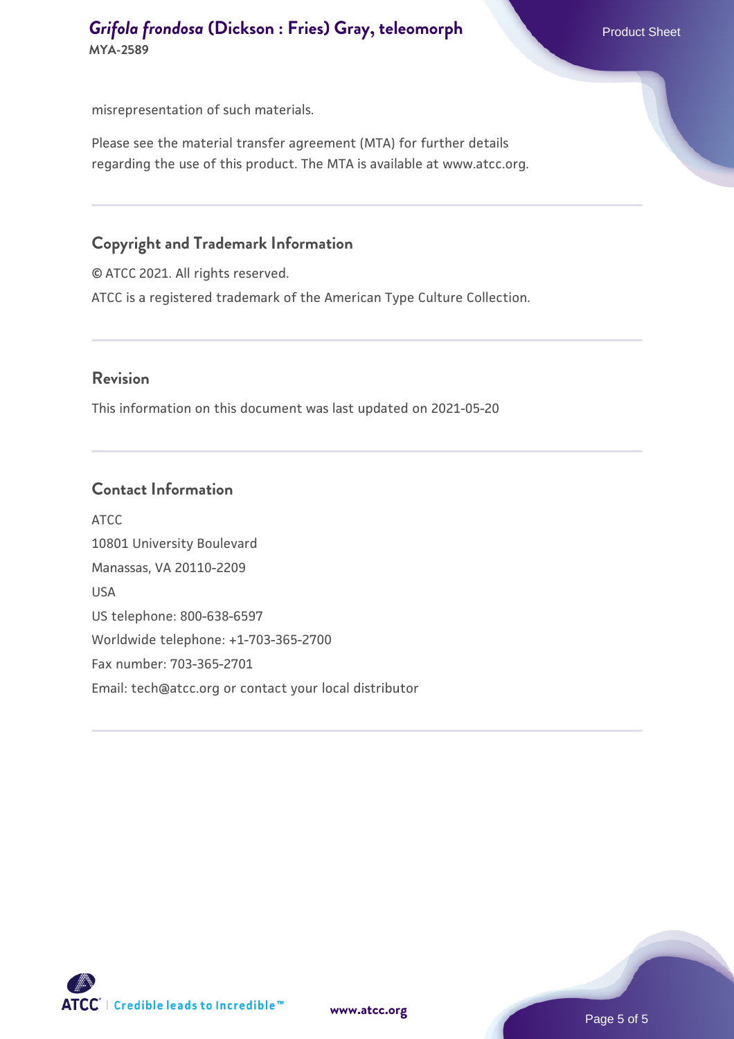misrepresentation of such materials.

Please see the material transfer agreement (MTA) for further details regarding the use of this product. The MTA is available at www.atcc.org.

## Copyright and Trademark Information

© ATCC 2021. All rights reserved.

ATCC is a registered trademark of the American Type Culture Collection.

## Revision

This information on this document was last updated on 2021-05-20

## Contact Information

ATCC
10801 University Boulevard
Manassas, VA 20110-2209
USA
US telephone: 800-638-6597
Worldwide telephone: +1-703-365-2700
Fax number: 703-365-2701
Email: tech@atcc.org or contact your local distributor